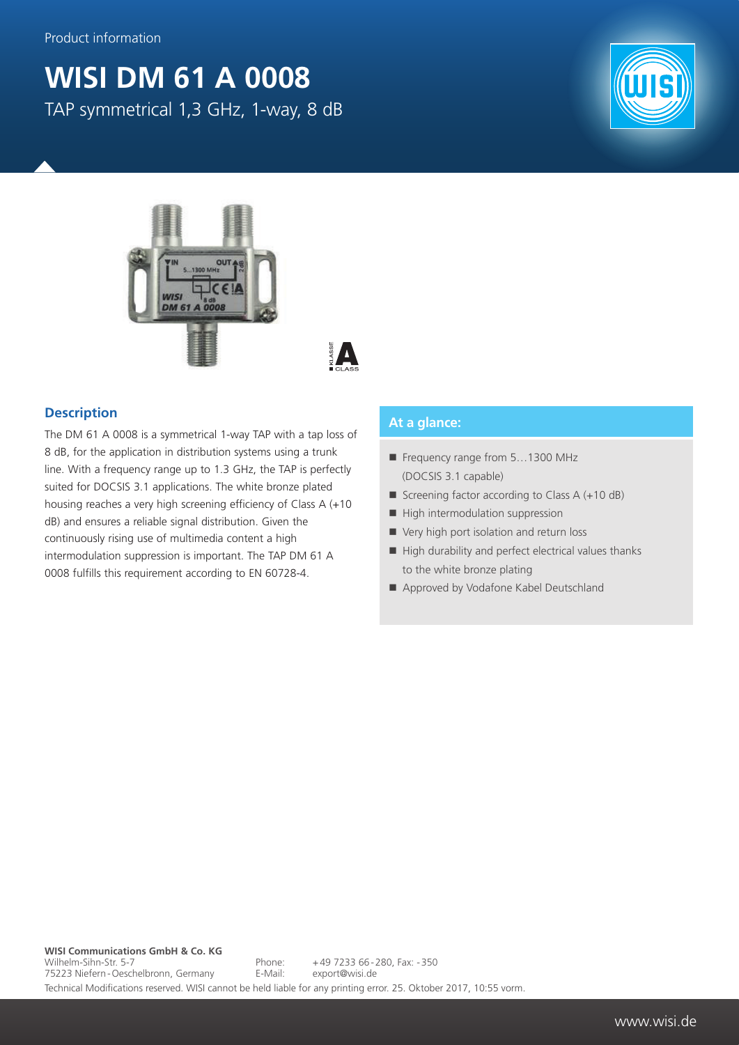Product information

# WISI DM 61 A 0008

TAP symmetrical 1,3 GHz, 1-way, 8 dB

## Description

The DM 61 A 0008 is a symmetrical 1-way TAP with a tap loss of 8 dB, for the application in distribution systems using a trunk line. With a frequency range up to 1.3 GHz, the TAP is perfectly suited for DOCSIS 3.1 applications. The white bronze plated housing reaches a very high screening efficiency of Class A (+10 dB) and ensures a reliable signal distribution. Given the continuously rising use of multimedia content a high intermodulation suppression is important. The TAP DM 61 A 0008 fulfills this requirement according to EN 60728-4.

## At a glance:

- Frequency range from 5…1300 MHz (DOCSIS 3.1 capable)
- Screening factor according to Class A (+10 dB)
- High intermodulation suppression
- Very high port isolation and return loss
- High durability and perfect electrical values thanks to the white bronze plating
- Approved by Vodafone Kabel Deutschland

**WISI Communications GmbH & Co. KG**
Wilhelm-Sihn-Str. 5-7
75223 Niefern-Oeschelbronn, Germany

Phone: +49 7233 66-280, Fax: -350
E-Mail: export@wisi.de

Technical Modifications reserved. WISI cannot be held liable for any printing error. 25. Oktober 2017, 10:55 vorm.

www.wisi.de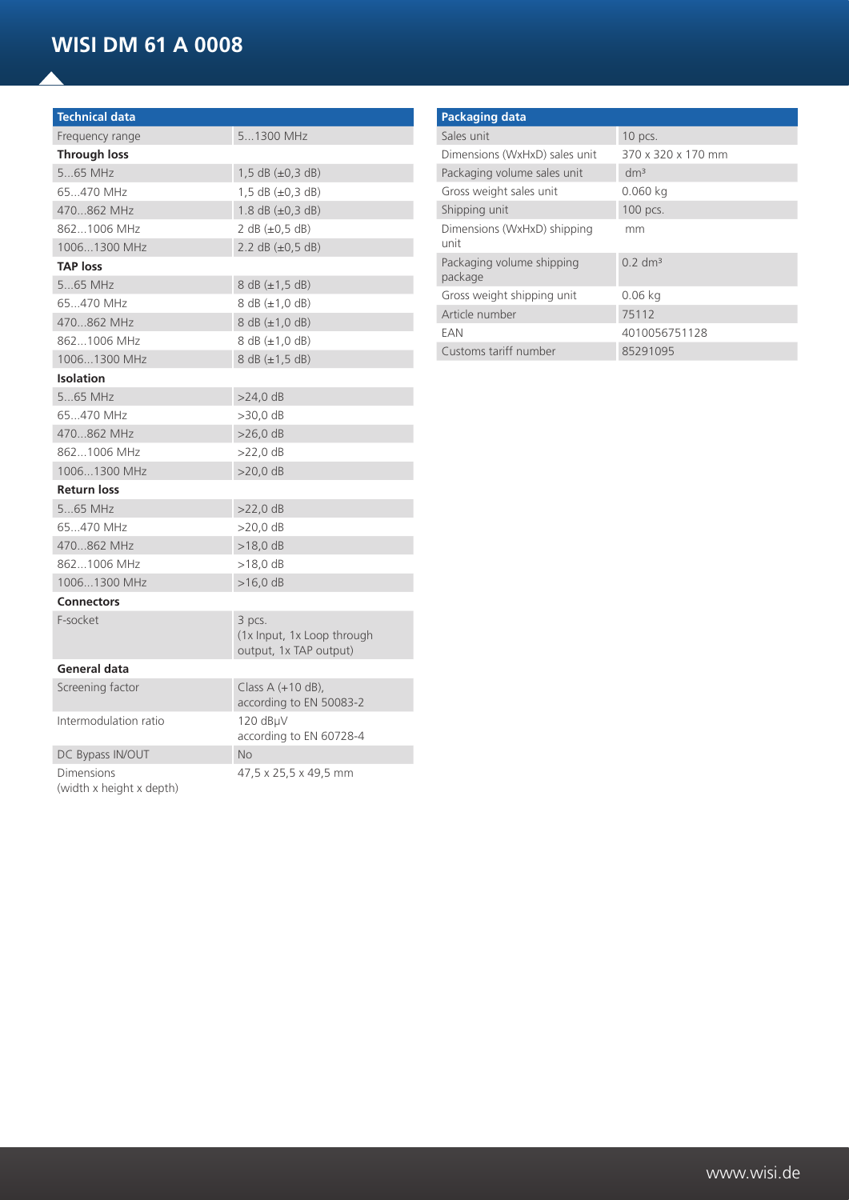# WISI DM 61 A 0008

| Technical data | |
|---|---|
| Frequency range | 5...1300 MHz |
| **Through loss** | |
| 5...65 MHz | 1,5 dB (±0,3 dB) |
| 65...470 MHz | 1,5 dB (±0,3 dB) |
| 470...862 MHz | 1.8 dB (±0,3 dB) |
| 862...1006 MHz | 2 dB (±0,5 dB) |
| 1006...1300 MHz | 2.2 dB (±0,5 dB) |
| **TAP loss** | |
| 5...65 MHz | 8 dB (±1,5 dB) |
| 65...470 MHz | 8 dB (±1,0 dB) |
| 470...862 MHz | 8 dB (±1,0 dB) |
| 862...1006 MHz | 8 dB (±1,0 dB) |
| 1006...1300 MHz | 8 dB (±1,5 dB) |
| **Isolation** | |
| 5...65 MHz | >24,0 dB |
| 65...470 MHz | >30,0 dB |
| 470...862 MHz | >26,0 dB |
| 862...1006 MHz | >22,0 dB |
| 1006...1300 MHz | >20,0 dB |
| **Return loss** | |
| 5...65 MHz | >22,0 dB |
| 65...470 MHz | >20,0 dB |
| 470...862 MHz | >18,0 dB |
| 862...1006 MHz | >18,0 dB |
| 1006...1300 MHz | >16,0 dB |
| **Connectors** | |
| F-socket | 3 pcs. (1x Input, 1x Loop through output, 1x TAP output) |
| **General data** | |
| Screening factor | Class A (+10 dB), according to EN 50083-2 |
| Intermodulation ratio | 120 dBµV according to EN 60728-4 |
| DC Bypass IN/OUT | No |
| Dimensions (width x height x depth) | 47,5 x 25,5 x 49,5 mm |

| Packaging data | |
|---|---|
| Sales unit | 10 pcs. |
| Dimensions (WxHxD) sales unit | 370 x 320 x 170 mm |
| Packaging volume sales unit | dm³ |
| Gross weight sales unit | 0.060 kg |
| Shipping unit | 100 pcs. |
| Dimensions (WxHxD) shipping unit | mm |
| Packaging volume shipping package | 0.2 dm³ |
| Gross weight shipping unit | 0.06 kg |
| Article number | 75112 |
| EAN | 4010056751128 |
| Customs tariff number | 85291095 |

www.wisi.de